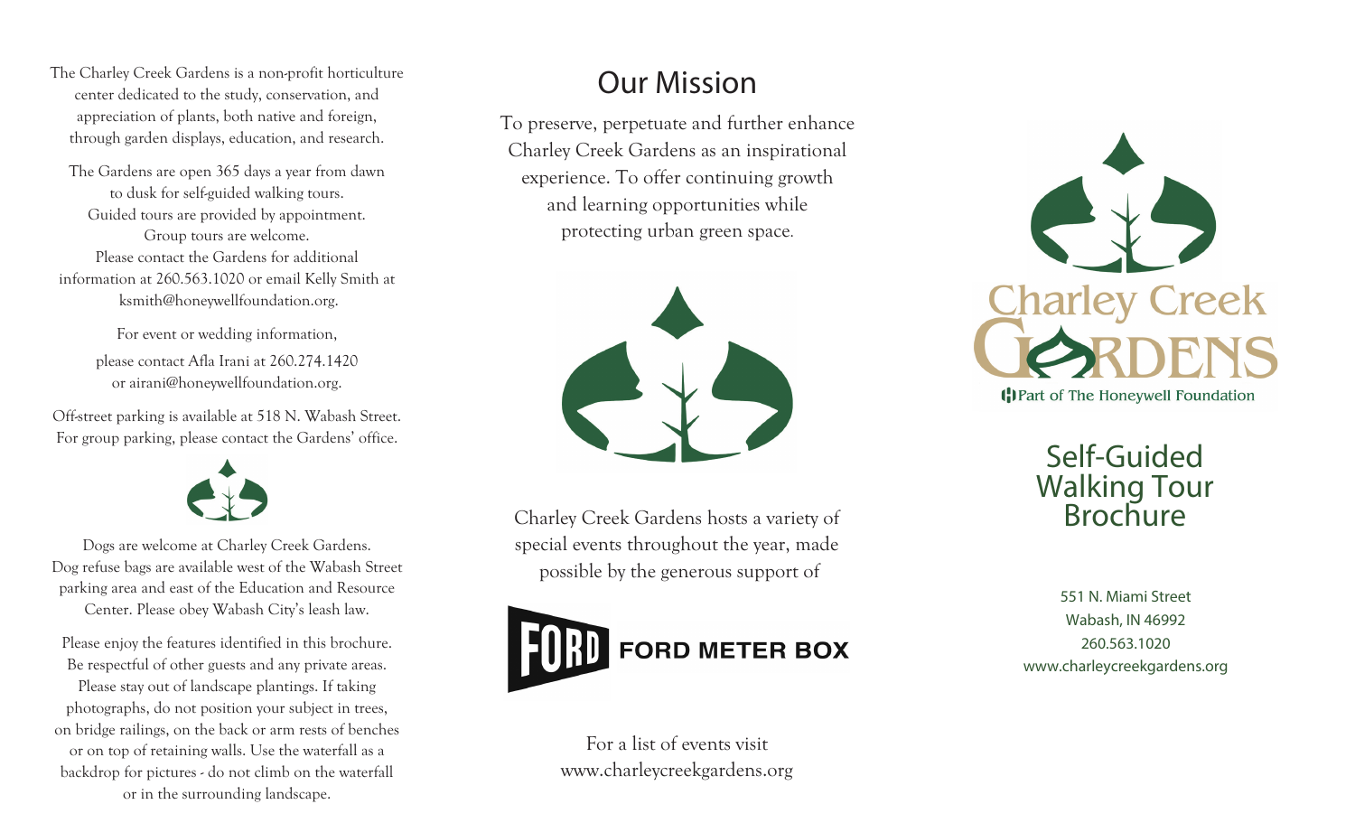The Charley Creek Gardens is a non-profit horticulture center dedicated to the study, conservation, and appreciation of plants, both native and foreign, through garden displays, education, and research.

The Gardens are open 365 days a year from dawn to dusk for self-guided walking tours. Guided tours are provided by appointment. Group tours are welcome. Please contact the Gardens for additional information at 260.563.1020 or email Kelly Smith at ksmith@honeywellfoundation.org.

For event or wedding information, please contact Afla Irani at 260.274.1420 or airani@honeywellfoundation.org.

Off-street parking is available at 518 N. Wabash Street. For group parking, please contact the Gardens' office.

Dogs are welcome at Charley Creek Gardens. Dog refuse bags are available west of the Wabash Street parking area and east of the Education and Resource Center. Please obey Wabash City's leash law.

Please enjoy the features identified in this brochure. Be respectful of other guests and any private areas. Please stay out of landscape plantings. If taking photographs, do not position your subject in trees, on bridge railings, on the back or arm rests of benches or on top of retaining walls. Use the waterfall as a backdrop for pictures - do not climb on the waterfall or in the surrounding landscape.

# Our Mission

To preserve, perpetuate and further enhance Charley Creek Gardens as an inspirational experience. To offer continuing growth and learning opportunities while protecting urban green space.

Charley Creek Gardens hosts a variety of special events throughout the year, made possible by the generous support of

FORD METER BOX

For a list of events visit www.charleycreekgardens.org

Charley Creek Gardens

Part of The Honeywell Foundation

# Self-Guided Walking Tour Brochure

551 N. Miami Street
Wabash, IN 46992
260.563.1020
www.charleycreekgardens.org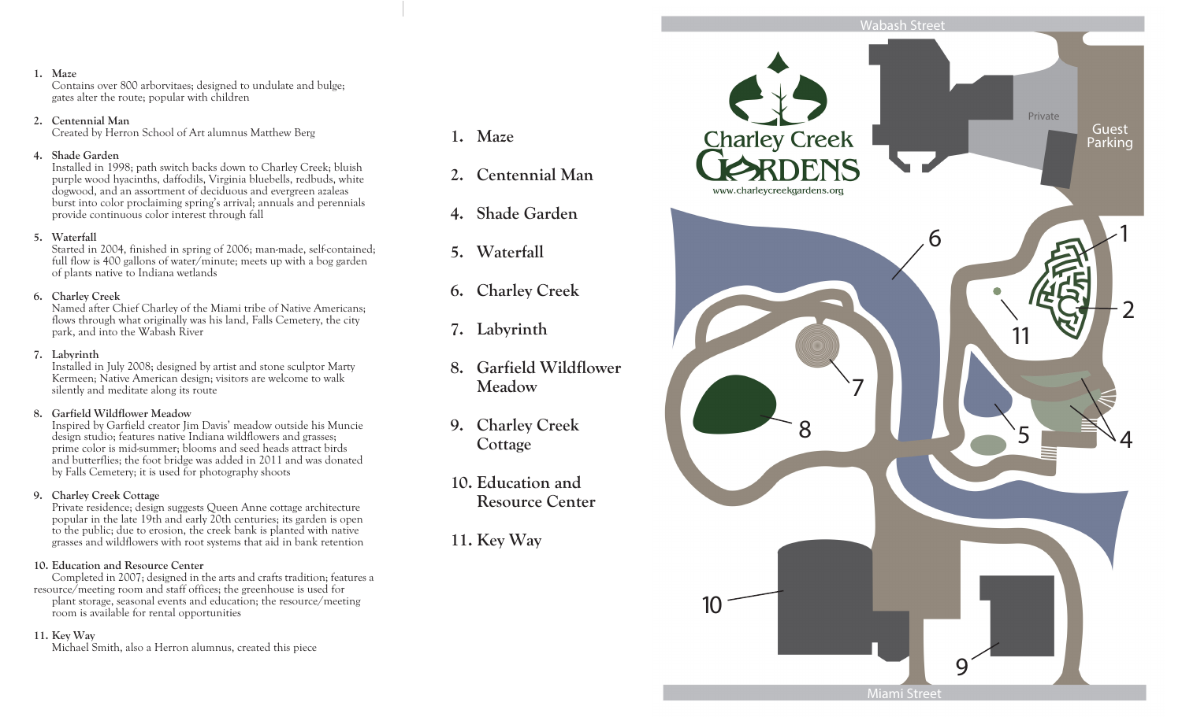1. **Maze**
   Contains over 800 arborvitaes; designed to undulate and bulge; gates alter the route; popular with children

2. **Centennial Man**
   Created by Herron School of Art alumnus Matthew Berg

4. **Shade Garden**
   Installed in 1998; path switch backs down to Charley Creek; bluish purple wood hyacinths, daffodils, Virginia bluebells, redbuds, white dogwood, and an assortment of deciduous and evergreen azaleas burst into color proclaiming spring's arrival; annuals and perennials provide continuous color interest through fall

5. **Waterfall**
   Started in 2004, finished in spring of 2006; man-made, self-contained; full flow is 400 gallons of water/minute; meets up with a bog garden of plants native to Indiana wetlands

6. **Charley Creek**
   Named after Chief Charley of the Miami tribe of Native Americans; flows through what originally was his land, Falls Cemetery, the city park, and into the Wabash River

7. **Labyrinth**
   Installed in July 2008; designed by artist and stone sculptor Marty Kermeen; Native American design; visitors are welcome to walk silently and meditate along its route

8. **Garfield Wildflower Meadow**
   Inspired by Garfield creator Jim Davis' meadow outside his Muncie design studio; features native Indiana wildflowers and grasses; prime color is mid-summer; blooms and seed heads attract birds and butterflies; the foot bridge was added in 2011 and was donated by Falls Cemetery; it is used for photography shoots

9. **Charley Creek Cottage**
   Private residence; design suggests Queen Anne cottage architecture popular in the late 19th and early 20th centuries; its garden is open to the public; due to erosion, the creek bank is planted with native grasses and wildflowers with root systems that aid in bank retention

10. **Education and Resource Center**
    Completed in 2007; designed in the arts and crafts tradition; features a resource/meeting room and staff offices; the greenhouse is used for plant storage, seasonal events and education; the resource/meeting room is available for rental opportunities

11. **Key Way**
    Michael Smith, also a Herron alumnus, created this piece

---

1. Maze
2. Centennial Man
4. Shade Garden
5. Waterfall
6. Charley Creek
7. Labyrinth
8. Garfield Wildflower Meadow
9. Charley Creek Cottage
10. Education and Resource Center
11. Key Way

---

Wabash Street

Charley Creek Gardens

www.charleycreekgardens.org

Private

Guest Parking

6

1

2

11

7

8

5

4

10

9

Miami Street